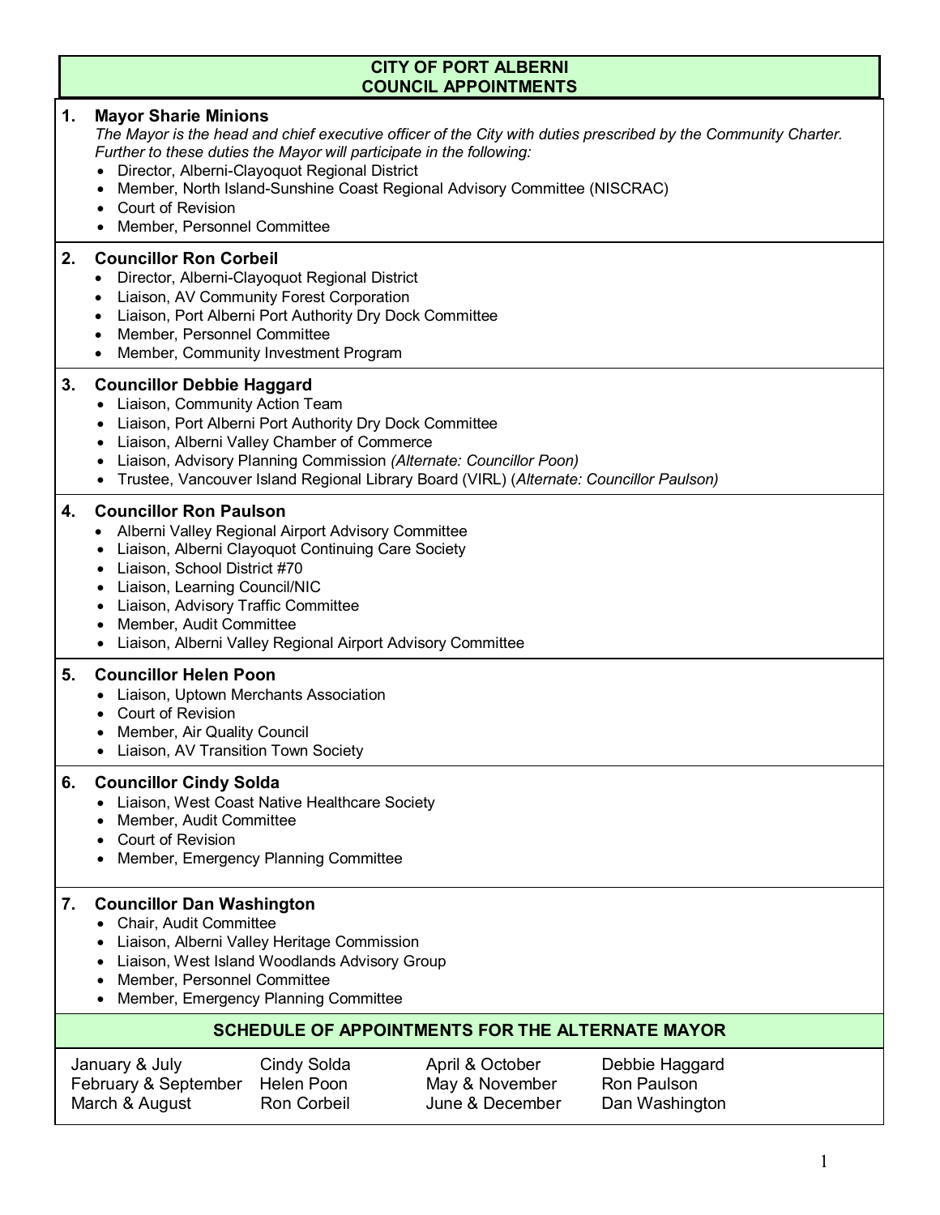# CITY OF PORT ALBERNI
# COUNCIL APPOINTMENTS

**1. Mayor Sharie Minions**

*The Mayor is the head and chief executive officer of the City with duties prescribed by the Community Charter. Further to these duties the Mayor will participate in the following:*

- Director, Alberni-Clayoquot Regional District
- Member, North Island-Sunshine Coast Regional Advisory Committee (NISCRAC)
- Court of Revision
- Member, Personnel Committee

**2. Councillor Ron Corbeil**

- Director, Alberni-Clayoquot Regional District
- Liaison, AV Community Forest Corporation
- Liaison, Port Alberni Port Authority Dry Dock Committee
- Member, Personnel Committee
- Member, Community Investment Program

**3. Councillor Debbie Haggard**

- Liaison, Community Action Team
- Liaison, Port Alberni Port Authority Dry Dock Committee
- Liaison, Alberni Valley Chamber of Commerce
- Liaison, Advisory Planning Commission *(Alternate: Councillor Poon)*
- Trustee, Vancouver Island Regional Library Board (VIRL) (*Alternate: Councillor Paulson)*

**4. Councillor Ron Paulson**

- Alberni Valley Regional Airport Advisory Committee
- Liaison, Alberni Clayoquot Continuing Care Society
- Liaison, School District #70
- Liaison, Learning Council/NIC
- Liaison, Advisory Traffic Committee
- Member, Audit Committee
- Liaison, Alberni Valley Regional Airport Advisory Committee

**5. Councillor Helen Poon**

- Liaison, Uptown Merchants Association
- Court of Revision
- Member, Air Quality Council
- Liaison, AV Transition Town Society

**6. Councillor Cindy Solda**

- Liaison, West Coast Native Healthcare Society
- Member, Audit Committee
- Court of Revision
- Member, Emergency Planning Committee

**7. Councillor Dan Washington**

- Chair, Audit Committee
- Liaison, Alberni Valley Heritage Commission
- Liaison, West Island Woodlands Advisory Group
- Member, Personnel Committee
- Member, Emergency Planning Committee

## SCHEDULE OF APPOINTMENTS FOR THE ALTERNATE MAYOR

| | | | |
|---|---|---|---|
| January & July | Cindy Solda | April & October | Debbie Haggard |
| February & September | Helen Poon | May & November | Ron Paulson |
| March & August | Ron Corbeil | June & December | Dan Washington |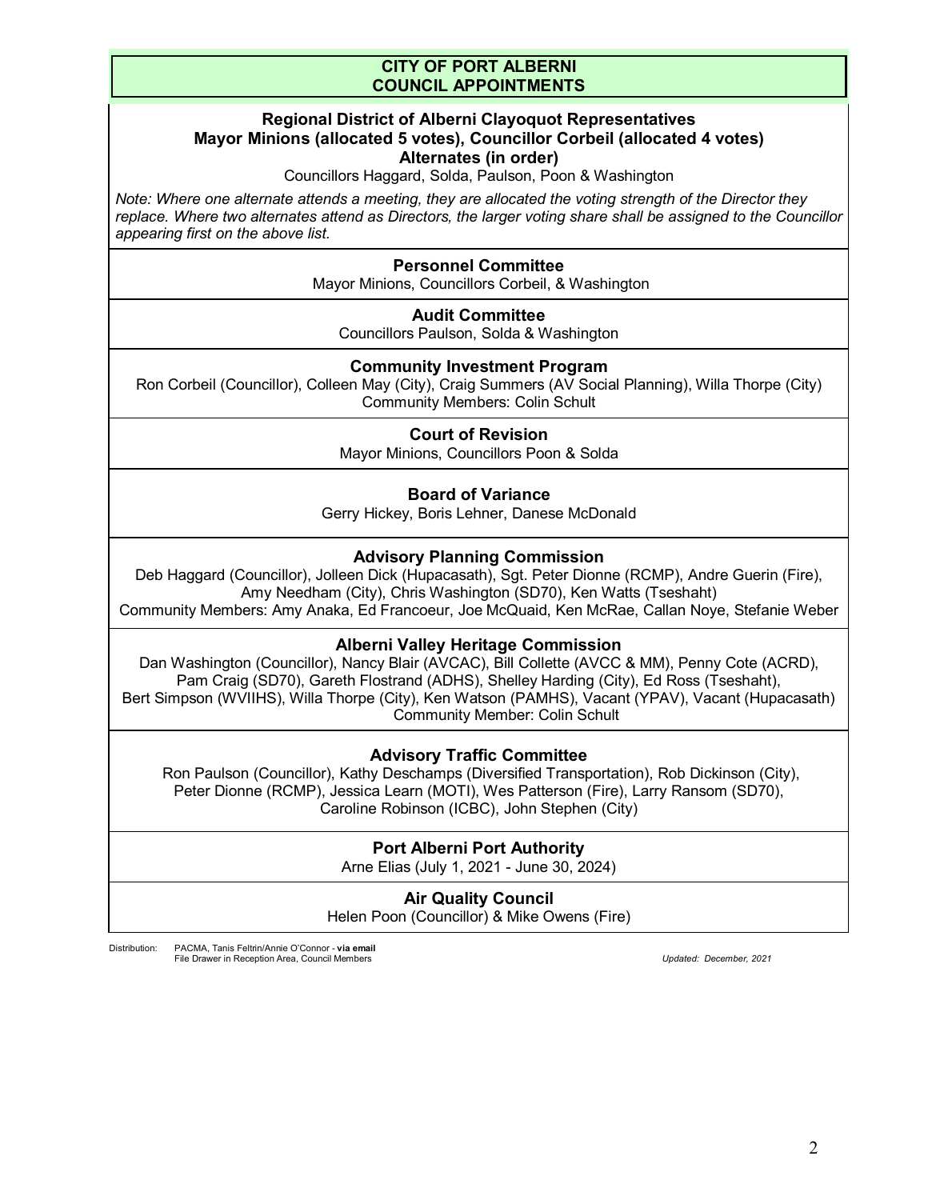# CITY OF PORT ALBERNI
# COUNCIL APPOINTMENTS

## Regional District of Alberni Clayoquot Representatives

**Mayor Minions (allocated 5 votes), Councillor Corbeil (allocated 4 votes)**

**Alternates (in order)**

Councillors Haggard, Solda, Paulson, Poon & Washington

*Note: Where one alternate attends a meeting, they are allocated the voting strength of the Director they replace. Where two alternates attend as Directors, the larger voting share shall be assigned to the Councillor appearing first on the above list.*

## Personnel Committee

Mayor Minions, Councillors Corbeil, & Washington

## Audit Committee

Councillors Paulson, Solda & Washington

## Community Investment Program

Ron Corbeil (Councillor), Colleen May (City), Craig Summers (AV Social Planning), Willa Thorpe (City)
Community Members: Colin Schult

## Court of Revision

Mayor Minions, Councillors Poon & Solda

## Board of Variance

Gerry Hickey, Boris Lehner, Danese McDonald

## Advisory Planning Commission

Deb Haggard (Councillor), Jolleen Dick (Hupacasath), Sgt. Peter Dionne (RCMP), Andre Guerin (Fire), Amy Needham (City), Chris Washington (SD70), Ken Watts (Tseshaht)
Community Members: Amy Anaka, Ed Francoeur, Joe McQuaid, Ken McRae, Callan Noye, Stefanie Weber

## Alberni Valley Heritage Commission

Dan Washington (Councillor), Nancy Blair (AVCAC), Bill Collette (AVCC & MM), Penny Cote (ACRD), Pam Craig (SD70), Gareth Flostrand (ADHS), Shelley Harding (City), Ed Ross (Tseshaht), Bert Simpson (WVIIHS), Willa Thorpe (City), Ken Watson (PAMHS), Vacant (YPAV), Vacant (Hupacasath)
Community Member: Colin Schult

## Advisory Traffic Committee

Ron Paulson (Councillor), Kathy Deschamps (Diversified Transportation), Rob Dickinson (City), Peter Dionne (RCMP), Jessica Learn (MOTI), Wes Patterson (Fire), Larry Ransom (SD70), Caroline Robinson (ICBC), John Stephen (City)

## Port Alberni Port Authority

Arne Elias (July 1, 2021 - June 30, 2024)

## Air Quality Council

Helen Poon (Councillor) & Mike Owens (Fire)

Distribution: PACMA, Tanis Feltrin/Annie O'Connor - **via email**
File Drawer in Reception Area, Council Members

*Updated: December, 2021*